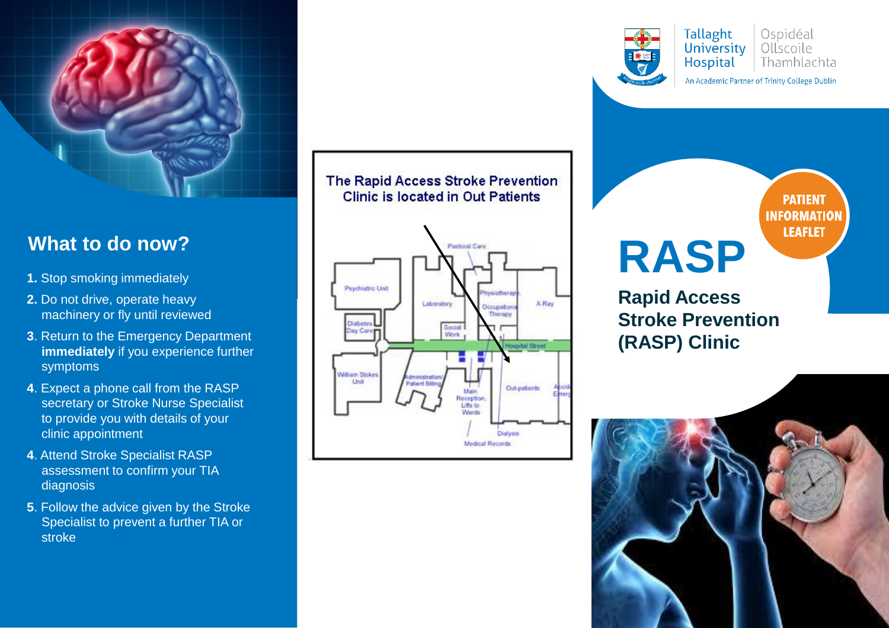## What to do now?

1. Stop smoking immediately
2. Do not drive, operate heavy machinery or fly until reviewed
3. Return to the Emergency Department **immediately** if you experience further symptoms
4. Expect a phone call from the RASP secretary or Stroke Nurse Specialist to provide you with details of your clinic appointment
4. Attend Stroke Specialist RASP assessment to confirm your TIA diagnosis
5. Follow the advice given by the Stroke Specialist to prevent a further TIA or stroke

**The Rapid Access Stroke Prevention Clinic is located in Out Patients**

Pastoral Care
Psychiatric Unit
Laboratory
Physiotherapy
Occupational Therapy
X-Ray
Diabetes Day Care
Social Work
Hospital Street
William Stokes Unit
Administration/ Patient Billing
Main Reception, Lifts to Wards
Out-patients
Accident & Emergency
Dialysis
Medical Records

Tallaght University Hospital
Ospidéal Ollscoile Thamhlachta
An Academic Partner of Trinity College Dublin

PATIENT INFORMATION LEAFLET

# RASP

## Rapid Access Stroke Prevention (RASP) Clinic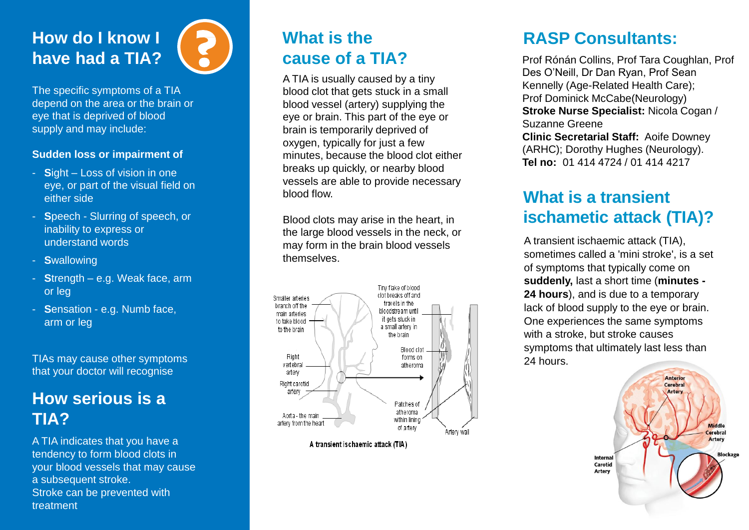## How do I know I have had a TIA?

The specific symptoms of a TIA depend on the area or the brain or eye that is deprived of blood supply and may include:

**Sudden loss or impairment of**

- **S**ight – Loss of vision in one eye, or part of the visual field on either side
- **S**peech - Slurring of speech, or inability to express or understand words
- **S**wallowing
- **S**trength – e.g. Weak face, arm or leg
- **S**ensation - e.g. Numb face, arm or leg

TIAs may cause other symptoms that your doctor will recognise

## How serious is a TIA?

A TIA indicates that you have a tendency to form blood clots in your blood vessels that may cause a subsequent stroke.
Stroke can be prevented with treatment

## What is the cause of a TIA?

A TIA is usually caused by a tiny blood clot that gets stuck in a small blood vessel (artery) supplying the eye or brain. This part of the eye or brain is temporarily deprived of oxygen, typically for just a few minutes, because the blood clot either breaks up quickly, or nearby blood vessels are able to provide necessary blood flow.

Blood clots may arise in the heart, in the large blood vessels in the neck, or may form in the brain blood vessels themselves.

Smaller arteries branch off the main arteries to take blood to the brain

Right vertebral artery

Right carotid artery

Aorta - the main artery from the heart

Tiny flake of blood clot breaks off and travels in the bloodstream until it gets stuck in a small artery in the brain

Blood clot forms on atheroma

Patches of atheroma within lining of artery

Artery wall

A transient ischaemic attack (TIA)

## RASP Consultants:

Prof Rónán Collins, Prof Tara Coughlan, Prof Des O'Neill, Dr Dan Ryan, Prof Sean Kennelly (Age-Related Health Care);
Prof Dominick McCabe(Neurology)
**Stroke Nurse Specialist:** Nicola Cogan / Suzanne Greene
**Clinic Secretarial Staff:** Aoife Downey (ARHC); Dorothy Hughes (Neurology).
**Tel no:** 01 414 4724 / 01 414 4217

## What is a transient ischametic attack (TIA)?

A transient ischaemic attack (TIA), sometimes called a 'mini stroke', is a set of symptoms that typically come on **suddenly,** last a short time (**minutes - 24 hours**), and is due to a temporary lack of blood supply to the eye or brain. One experiences the same symptoms with a stroke, but stroke causes symptoms that ultimately last less than 24 hours.

Anterior Cerebral Artery

Middle Cerebral Artery

Internal Carotid Artery

Blockage